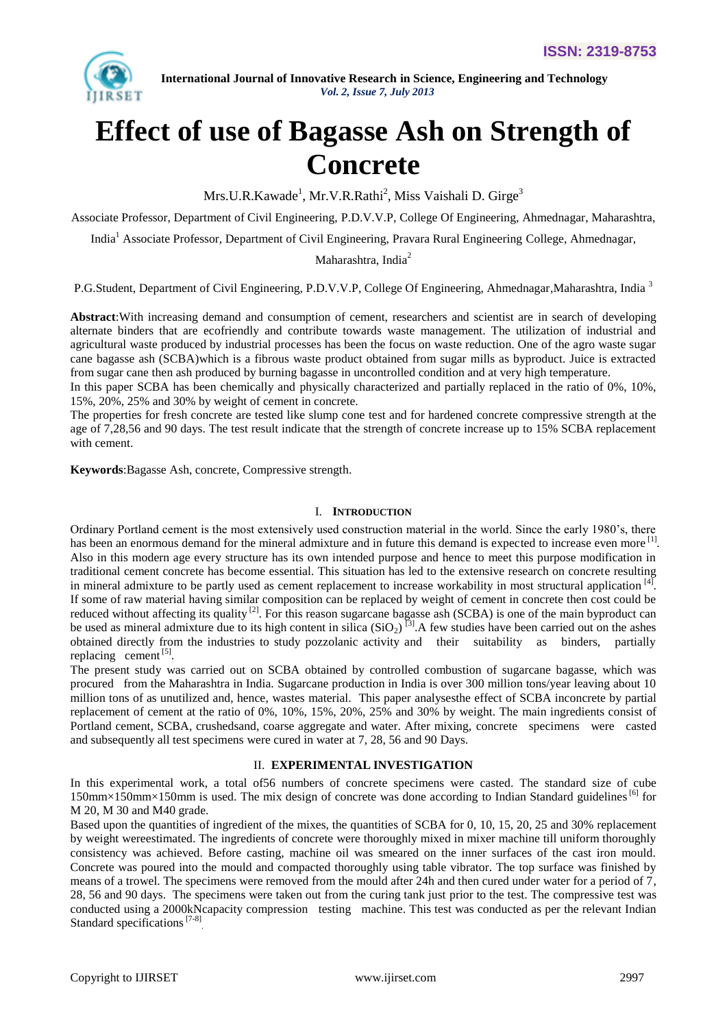# Effect of use of Bagasse Ash on Strength of Concrete

Mrs.U.R.Kawade[1], Mr.V.R.Rathi[2], Miss Vaishali D. Girge[3]

Associate Professor, Department of Civil Engineering, P.D.V.V.P, College Of Engineering, Ahmednagar, Maharashtra, India[1] Associate Professor, Department of Civil Engineering, Pravara Rural Engineering College, Ahmednagar, Maharashtra, India[2]

P.G.Student, Department of Civil Engineering, P.D.V.V.P, College Of Engineering, Ahmednagar,Maharashtra, India [3]

**Abstract**:With increasing demand and consumption of cement, researchers and scientist are in search of developing alternate binders that are ecofriendly and contribute towards waste management. The utilization of industrial and agricultural waste produced by industrial processes has been the focus on waste reduction. One of the agro waste sugar cane bagasse ash (SCBA)which is a fibrous waste product obtained from sugar mills as byproduct. Juice is extracted from sugar cane then ash produced by burning bagasse in uncontrolled condition and at very high temperature.

In this paper SCBA has been chemically and physically characterized and partially replaced in the ratio of 0%, 10%, 15%, 20%, 25% and 30% by weight of cement in concrete.

The properties for fresh concrete are tested like slump cone test and for hardened concrete compressive strength at the age of 7,28,56 and 90 days. The test result indicate that the strength of concrete increase up to 15% SCBA replacement with cement.

**Keywords**:Bagasse Ash, concrete, Compressive strength.

## I. INTRODUCTION

Ordinary Portland cement is the most extensively used construction material in the world. Since the early 1980's, there has been an enormous demand for the mineral admixture and in future this demand is expected to increase even more [1]. Also in this modern age every structure has its own intended purpose and hence to meet this purpose modification in traditional cement concrete has become essential. This situation has led to the extensive research on concrete resulting in mineral admixture to be partly used as cement replacement to increase workability in most structural application [4]. If some of raw material having similar composition can be replaced by weight of cement in concrete then cost could be reduced without affecting its quality [2]. For this reason sugarcane bagasse ash (SCBA) is one of the main byproduct can be used as mineral admixture due to its high content in silica ($SiO_2$) [3].A few studies have been carried out on the ashes obtained directly from the industries to study pozzolanic activity and their suitability as binders, partially replacing cement [5].

The present study was carried out on SCBA obtained by controlled combustion of sugarcane bagasse, which was procured from the Maharashtra in India. Sugarcane production in India is over 300 million tons/year leaving about 10 million tons of as unutilized and, hence, wastes material. This paper analysesthe effect of SCBA inconcrete by partial replacement of cement at the ratio of 0%, 10%, 15%, 20%, 25% and 30% by weight. The main ingredients consist of Portland cement, SCBA, crushedsand, coarse aggregate and water. After mixing, concrete specimens were casted and subsequently all test specimens were cured in water at 7, 28, 56 and 90 Days.

## II. EXPERIMENTAL INVESTIGATION

In this experimental work, a total of56 numbers of concrete specimens were casted. The standard size of cube 150mm×150mm×150mm is used. The mix design of concrete was done according to Indian Standard guidelines [6] for M 20, M 30 and M40 grade.

Based upon the quantities of ingredient of the mixes, the quantities of SCBA for 0, 10, 15, 20, 25 and 30% replacement by weight wereestimated. The ingredients of concrete were thoroughly mixed in mixer machine till uniform thoroughly consistency was achieved. Before casting, machine oil was smeared on the inner surfaces of the cast iron mould. Concrete was poured into the mould and compacted thoroughly using table vibrator. The top surface was finished by means of a trowel. The specimens were removed from the mould after 24h and then cured under water for a period of 7, 28, 56 and 90 days. The specimens were taken out from the curing tank just prior to the test. The compressive test was conducted using a 2000kNcapacity compression testing machine. This test was conducted as per the relevant Indian Standard specifications [7-8].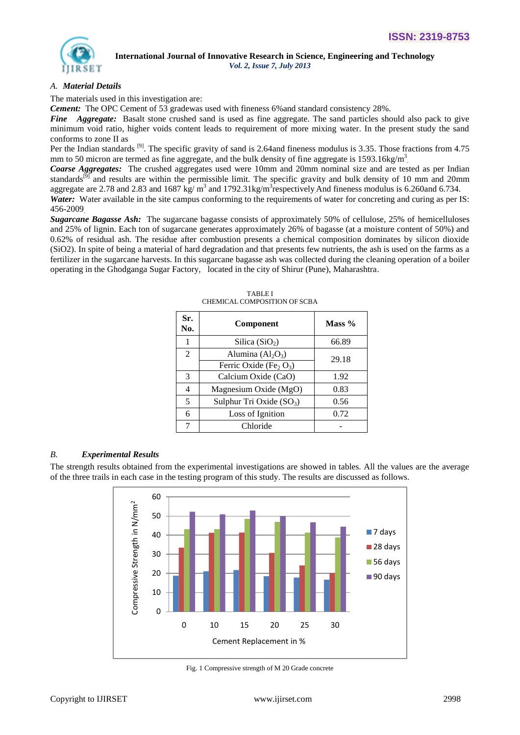### A. *Material Details*

The materials used in this investigation are:

***Cement:*** The OPC Cement of 53 gradewas used with fineness 6%and standard consistency 28%.

***Fine Aggregate:*** Basalt stone crushed sand is used as fine aggregate. The sand particles should also pack to give minimum void ratio, higher voids content leads to requirement of more mixing water. In the present study the sand conforms to zone II as

Per the Indian standards [9]. The specific gravity of sand is 2.64and fineness modulus is 3.35. Those fractions from 4.75 mm to 50 micron are termed as fine aggregate, and the bulk density of fine aggregate is 1593.16kg/$m^3$.

***Coarse Aggregates:*** The crushed aggregates used were 10mm and 20mm nominal size and are tested as per Indian standards[9] and results are within the permissible limit. The specific gravity and bulk density of 10 mm and 20mm aggregate are 2.78 and 2.83 and 1687 kg/ $m^3$ and 1792.31kg/$m^3$respectively.And fineness modulus is 6.260and 6.734.

***Water:*** Water available in the site campus conforming to the requirements of water for concreting and curing as per IS: 456-2009.

***Sugarcane Bagasse Ash:*** The sugarcane bagasse consists of approximately 50% of cellulose, 25% of hemicelluloses and 25% of lignin. Each ton of sugarcane generates approximately 26% of bagasse (at a moisture content of 50%) and 0.62% of residual ash. The residue after combustion presents a chemical composition dominates by silicon dioxide (SiO2). In spite of being a material of hard degradation and that presents few nutrients, the ash is used on the farms as a fertilizer in the sugarcane harvests. In this sugarcane bagasse ash was collected during the cleaning operation of a boiler operating in the Ghodganga Sugar Factory, located in the city of Shirur (Pune), Maharashtra.

TABLE I
CHEMICAL COMPOSITION OF SCBA

| Sr. No. | Component | Mass % |
|---|---|---|
| 1 | Silica ($SiO_2$) | 66.89 |
| 2 | Alumina ($Al_2O_3$) | 29.18 |
| | Ferric Oxide ($Fe_2O_3$) | |
| 3 | Calcium Oxide (CaO) | 1.92 |
| 4 | Magnesium Oxide (MgO) | 0.83 |
| 5 | Sulphur Tri Oxide ($SO_3$) | 0.56 |
| 6 | Loss of Ignition | 0.72 |
| 7 | Chloride | - |

### B. *Experimental Results*

The strength results obtained from the experimental investigations are showed in tables. All the values are the average of the three trails in each case in the testing program of this study. The results are discussed as follows.

Fig. 1 Compressive strength of M 20 Grade concrete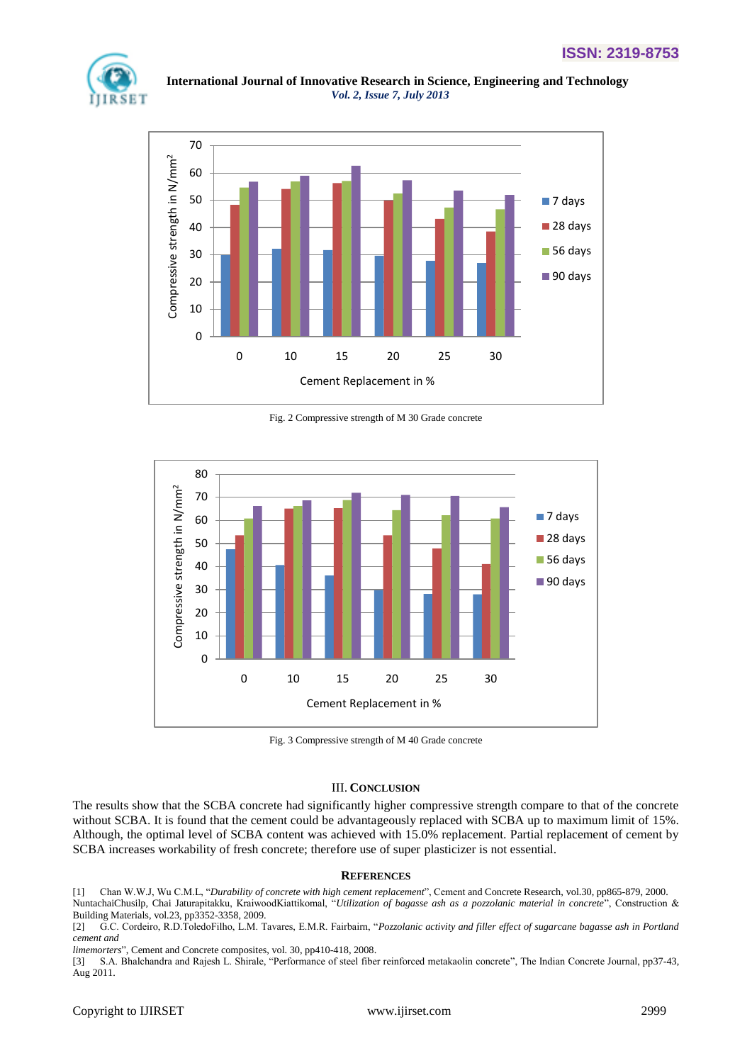Fig. 2 Compressive strength of M 30 Grade concrete

Fig. 3 Compressive strength of M 40 Grade concrete

## III. Conclusion

The results show that the SCBA concrete had significantly higher compressive strength compare to that of the concrete without SCBA. It is found that the cement could be advantageously replaced with SCBA up to maximum limit of 15%. Although, the optimal level of SCBA content was achieved with 15.0% replacement. Partial replacement of cement by SCBA increases workability of fresh concrete; therefore use of super plasticizer is not essential.

## References

[1] Chan W.W.J, Wu C.M.L, "*Durability of concrete with high cement replacement*", Cement and Concrete Research, vol.30, pp865-879, 2000. NuntachaiChusilp, Chai Jaturapitakku, KraiwoodKiattikomal, "*Utilization of bagasse ash as a pozzolanic material in concrete*", Construction & Building Materials, vol.23, pp3352-3358, 2009.

[2] G.C. Cordeiro, R.D.ToledoFilho, L.M. Tavares, E.M.R. Fairbairn, "*Pozzolanic activity and filler effect of sugarcane bagasse ash in Portland cement and limemorters*", Cement and Concrete composites, vol. 30, pp410-418, 2008.

[3] S.A. Bhalchandra and Rajesh L. Shirale, "Performance of steel fiber reinforced metakaolin concrete", The Indian Concrete Journal, pp37-43, Aug 2011.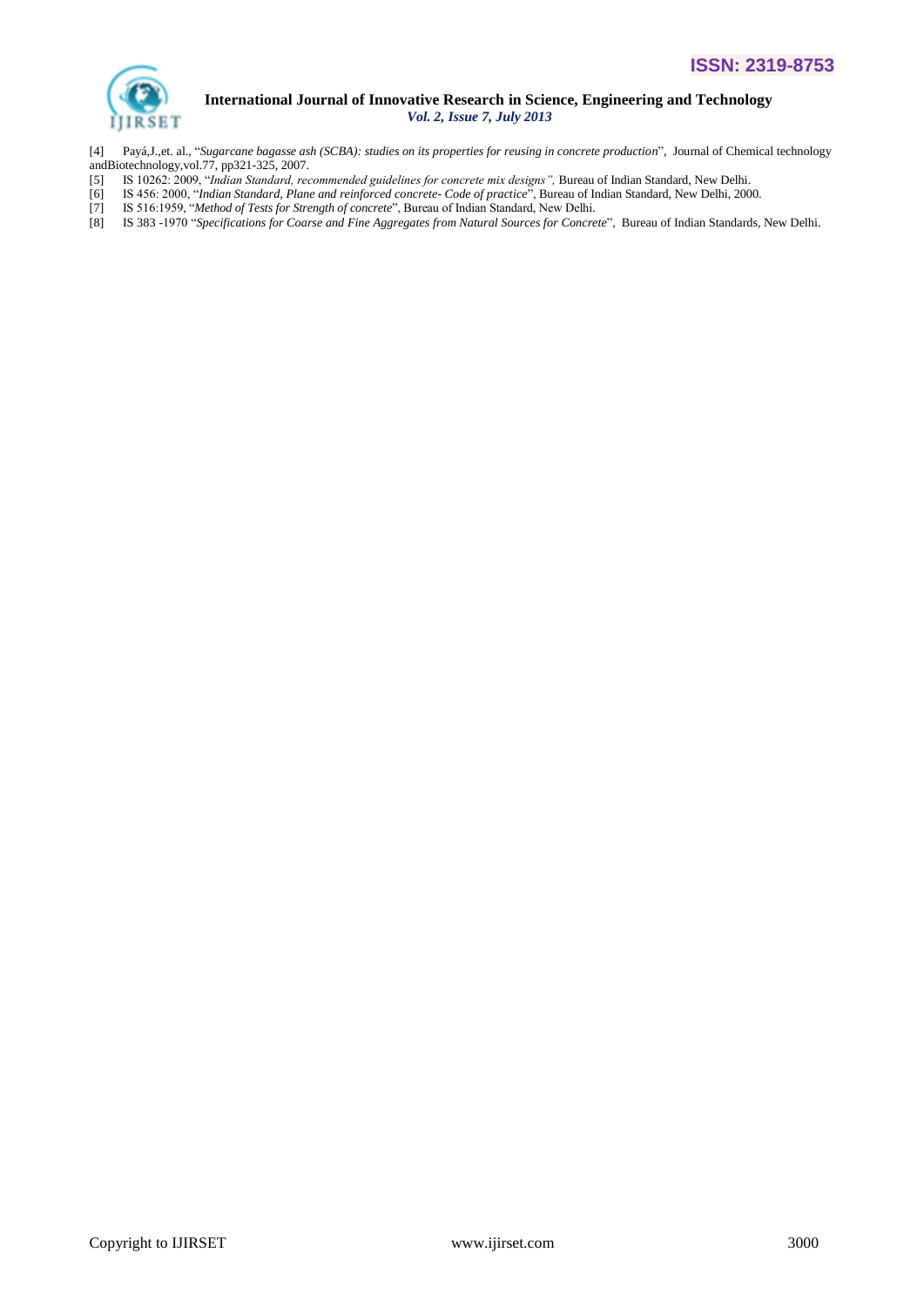[4] Payá,J.,et. al., "*Sugarcane bagasse ash (SCBA): studies on its properties for reusing in concrete production*", Journal of Chemical technology andBiotechnology,vol.77, pp321-325, 2007.

[5] IS 10262: 2009, "*Indian Standard, recommended guidelines for concrete mix designs",* Bureau of Indian Standard, New Delhi.

[6] IS 456: 2000, "*Indian Standard, Plane and reinforced concrete- Code of practice*", Bureau of Indian Standard, New Delhi, 2000.

[7] IS 516:1959, "*Method of Tests for Strength of concrete*", Bureau of Indian Standard, New Delhi.

[8] IS 383 -1970 "*Specifications for Coarse and Fine Aggregates from Natural Sources for Concrete*", Bureau of Indian Standards, New Delhi.